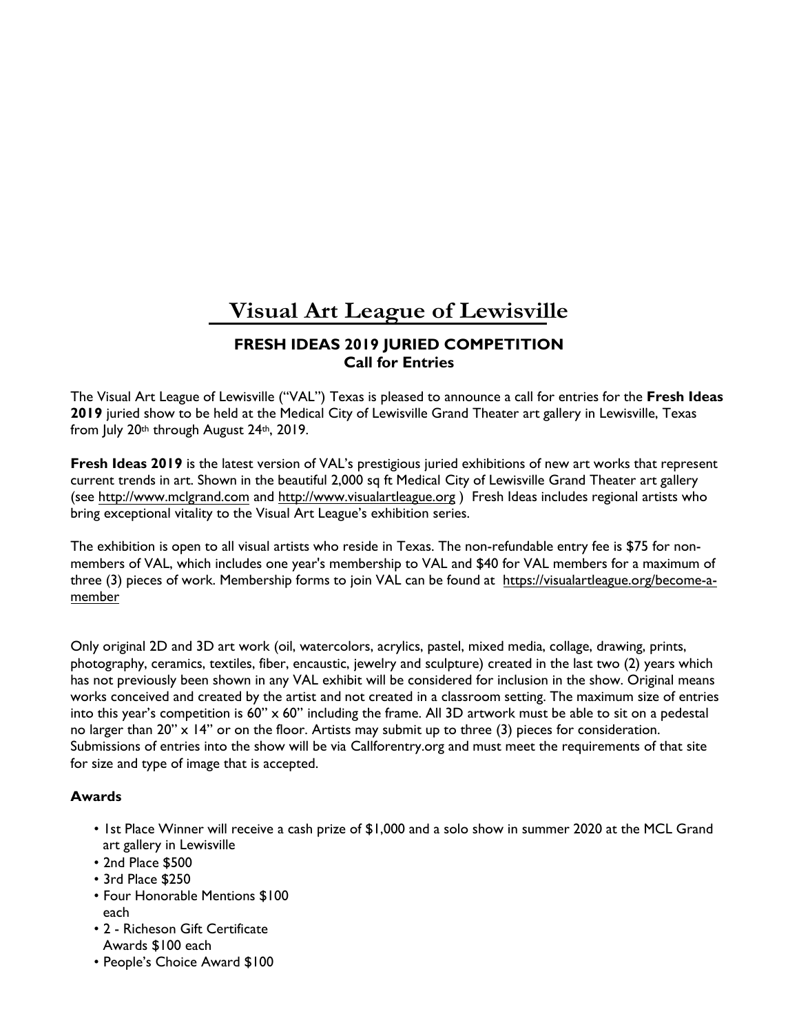# Visual Art League of Lewisville

## FRESH IDEAS 2019 JURIED COMPETITION
## Call for Entries

The Visual Art League of Lewisville ("VAL") Texas is pleased to announce a call for entries for the **Fresh Ideas 2019** juried show to be held at the Medical City of Lewisville Grand Theater art gallery in Lewisville, Texas from July 20th through August 24th, 2019.

**Fresh Ideas 2019** is the latest version of VAL's prestigious juried exhibitions of new art works that represent current trends in art. Shown in the beautiful 2,000 sq ft Medical City of Lewisville Grand Theater art gallery (see http://www.mclgrand.com and http://www.visualartleague.org ) Fresh Ideas includes regional artists who bring exceptional vitality to the Visual Art League's exhibition series.

The exhibition is open to all visual artists who reside in Texas. The non-refundable entry fee is $75 for non-members of VAL, which includes one year's membership to VAL and $40 for VAL members for a maximum of three (3) pieces of work. Membership forms to join VAL can be found at https://visualartleague.org/become-a-member

Only original 2D and 3D art work (oil, watercolors, acrylics, pastel, mixed media, collage, drawing, prints, photography, ceramics, textiles, fiber, encaustic, jewelry and sculpture) created in the last two (2) years which has not previously been shown in any VAL exhibit will be considered for inclusion in the show. Original means works conceived and created by the artist and not created in a classroom setting. The maximum size of entries into this year's competition is 60" x 60" including the frame. All 3D artwork must be able to sit on a pedestal no larger than 20" x 14" or on the floor. Artists may submit up to three (3) pieces for consideration. Submissions of entries into the show will be via Callforentry.org and must meet the requirements of that site for size and type of image that is accepted.

### Awards

- 1st Place Winner will receive a cash prize of $1,000 and a solo show in summer 2020 at the MCL Grand art gallery in Lewisville
- 2nd Place $500
- 3rd Place $250
- Four Honorable Mentions $100 each
- 2 - Richeson Gift Certificate Awards $100 each
- People's Choice Award $100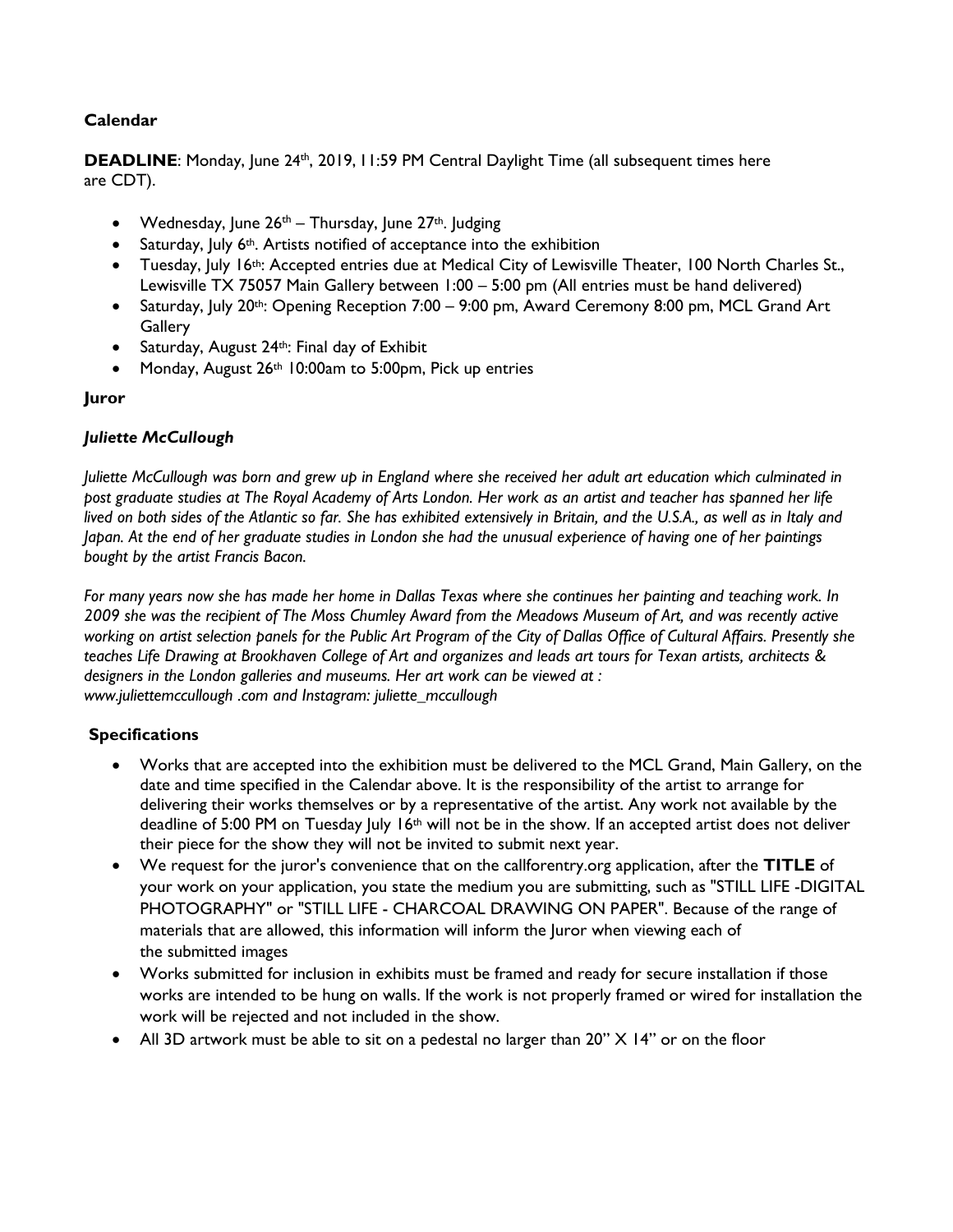### Calendar

**DEADLINE**: Monday, June 24th, 2019, 11:59 PM Central Daylight Time (all subsequent times here are CDT).

- Wednesday, June 26th – Thursday, June 27th. Judging
- Saturday, July 6th. Artists notified of acceptance into the exhibition
- Tuesday, July 16th: Accepted entries due at Medical City of Lewisville Theater, 100 North Charles St., Lewisville TX 75057 Main Gallery between 1:00 – 5:00 pm (All entries must be hand delivered)
- Saturday, July 20th: Opening Reception 7:00 – 9:00 pm, Award Ceremony 8:00 pm, MCL Grand Art Gallery
- Saturday, August 24th: Final day of Exhibit
- Monday, August 26th 10:00am to 5:00pm, Pick up entries

### Juror

***Juliette McCullough***

*Juliette McCullough was born and grew up in England where she received her adult art education which culminated in post graduate studies at The Royal Academy of Arts London. Her work as an artist and teacher has spanned her life lived on both sides of the Atlantic so far. She has exhibited extensively in Britain, and the U.S.A., as well as in Italy and Japan. At the end of her graduate studies in London she had the unusual experience of having one of her paintings bought by the artist Francis Bacon.*

*For many years now she has made her home in Dallas Texas where she continues her painting and teaching work. In 2009 she was the recipient of The Moss Chumley Award from the Meadows Museum of Art, and was recently active working on artist selection panels for the Public Art Program of the City of Dallas Office of Cultural Affairs. Presently she teaches Life Drawing at Brookhaven College of Art and organizes and leads art tours for Texan artists, architects & designers in the London galleries and museums. Her art work can be viewed at : www.juliettemccullough .com and Instagram: juliette_mccullough*

### Specifications

- Works that are accepted into the exhibition must be delivered to the MCL Grand, Main Gallery, on the date and time specified in the Calendar above. It is the responsibility of the artist to arrange for delivering their works themselves or by a representative of the artist. Any work not available by the deadline of 5:00 PM on Tuesday July 16th will not be in the show. If an accepted artist does not deliver their piece for the show they will not be invited to submit next year.
- We request for the juror's convenience that on the callforentry.org application, after the **TITLE** of your work on your application, you state the medium you are submitting, such as "STILL LIFE -DIGITAL PHOTOGRAPHY" or "STILL LIFE - CHARCOAL DRAWING ON PAPER". Because of the range of materials that are allowed, this information will inform the Juror when viewing each of the submitted images
- Works submitted for inclusion in exhibits must be framed and ready for secure installation if those works are intended to be hung on walls. If the work is not properly framed or wired for installation the work will be rejected and not included in the show.
- All 3D artwork must be able to sit on a pedestal no larger than 20" X 14" or on the floor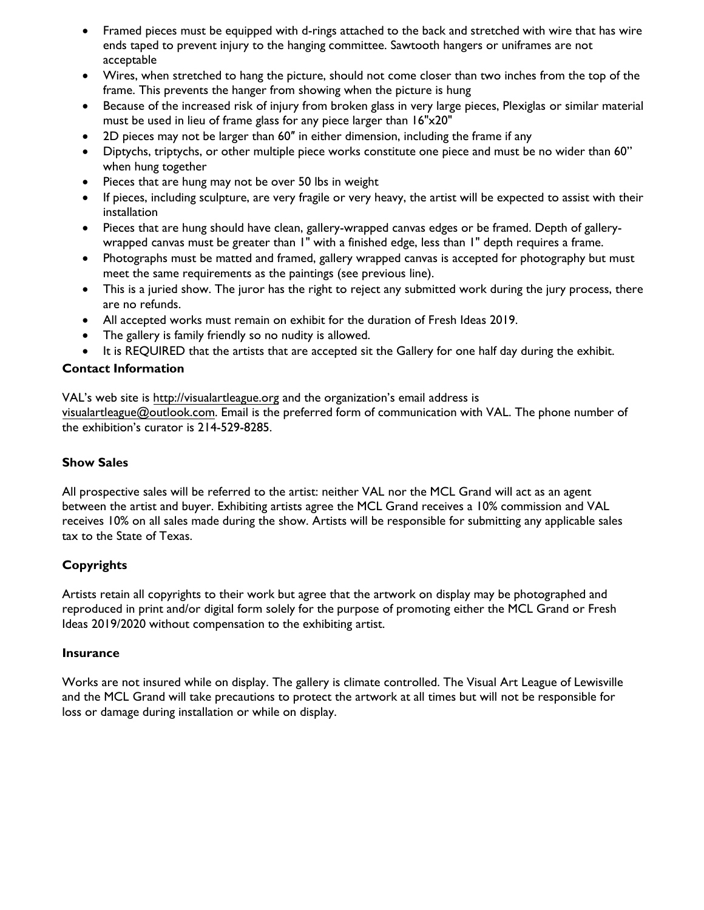- Framed pieces must be equipped with d-rings attached to the back and stretched with wire that has wire ends taped to prevent injury to the hanging committee. Sawtooth hangers or uniframes are not acceptable
- Wires, when stretched to hang the picture, should not come closer than two inches from the top of the frame. This prevents the hanger from showing when the picture is hung
- Because of the increased risk of injury from broken glass in very large pieces, Plexiglas or similar material must be used in lieu of frame glass for any piece larger than 16"x20"
- 2D pieces may not be larger than 60″ in either dimension, including the frame if any
- Diptychs, triptychs, or other multiple piece works constitute one piece and must be no wider than 60" when hung together
- Pieces that are hung may not be over 50 lbs in weight
- If pieces, including sculpture, are very fragile or very heavy, the artist will be expected to assist with their installation
- Pieces that are hung should have clean, gallery-wrapped canvas edges or be framed. Depth of gallery-wrapped canvas must be greater than 1" with a finished edge, less than 1" depth requires a frame.
- Photographs must be matted and framed, gallery wrapped canvas is accepted for photography but must meet the same requirements as the paintings (see previous line).
- This is a juried show. The juror has the right to reject any submitted work during the jury process, there are no refunds.
- All accepted works must remain on exhibit for the duration of Fresh Ideas 2019.
- The gallery is family friendly so no nudity is allowed.
- It is REQUIRED that the artists that are accepted sit the Gallery for one half day during the exhibit.

**Contact Information**

VAL's web site is http://visualartleague.org and the organization's email address is visualartleague@outlook.com. Email is the preferred form of communication with VAL. The phone number of the exhibition's curator is 214-529-8285.

**Show Sales**

All prospective sales will be referred to the artist: neither VAL nor the MCL Grand will act as an agent between the artist and buyer. Exhibiting artists agree the MCL Grand receives a 10% commission and VAL receives 10% on all sales made during the show. Artists will be responsible for submitting any applicable sales tax to the State of Texas.

**Copyrights**

Artists retain all copyrights to their work but agree that the artwork on display may be photographed and reproduced in print and/or digital form solely for the purpose of promoting either the MCL Grand or Fresh Ideas 2019/2020 without compensation to the exhibiting artist.

**Insurance**

Works are not insured while on display. The gallery is climate controlled. The Visual Art League of Lewisville and the MCL Grand will take precautions to protect the artwork at all times but will not be responsible for loss or damage during installation or while on display.